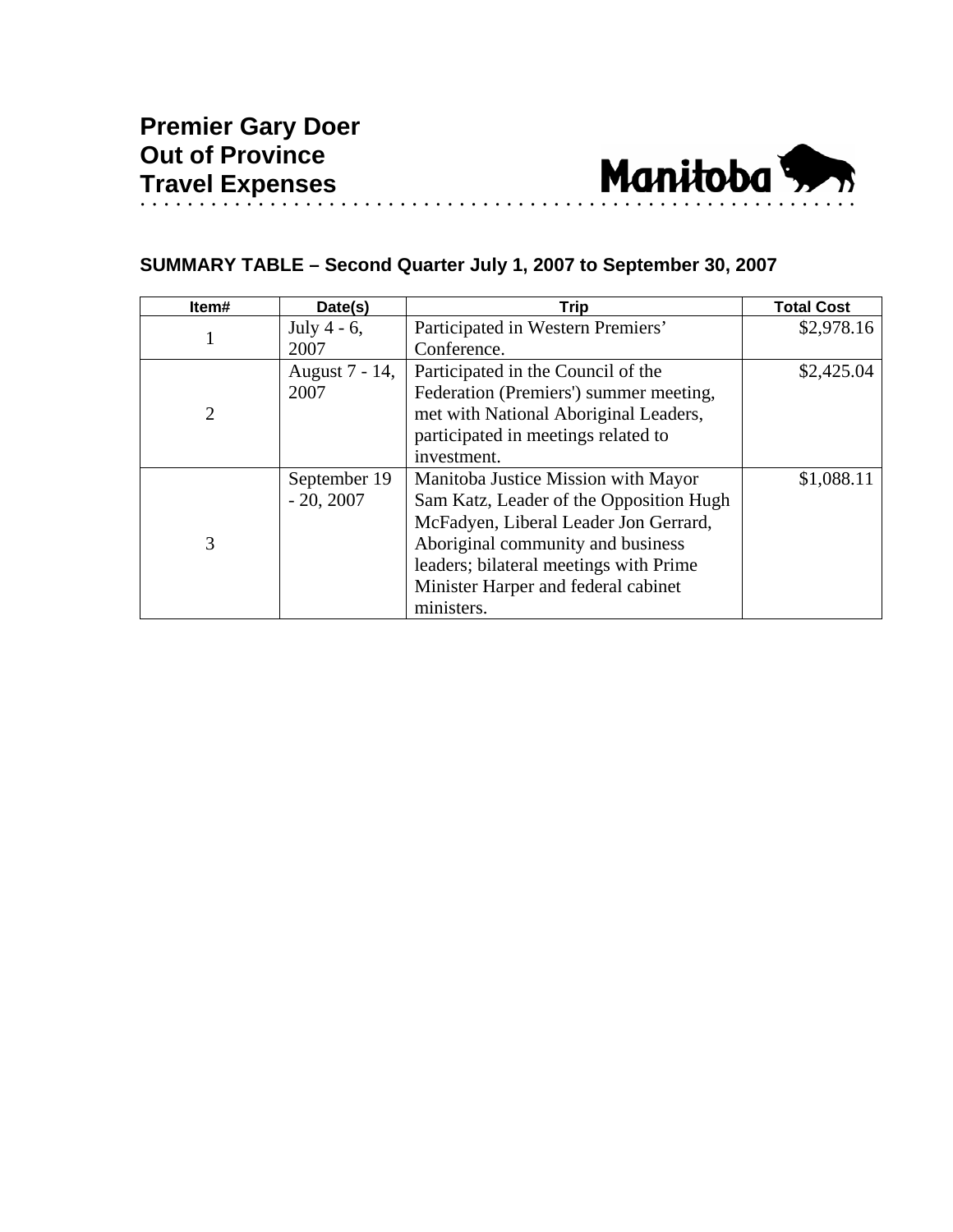# Premier Gary Doer
# Out of Province
# Travel Expenses

Manitoba

## SUMMARY TABLE – Second Quarter July 1, 2007 to September 30, 2007

| Item# | Date(s) | Trip | Total Cost |
|---|---|---|---|
| 1 | July 4 - 6, 2007 | Participated in Western Premiers' Conference. | $2,978.16 |
| 2 | August 7 - 14, 2007 | Participated in the Council of the Federation (Premiers') summer meeting, met with National Aboriginal Leaders, participated in meetings related to investment. | $2,425.04 |
| 3 | September 19 - 20, 2007 | Manitoba Justice Mission with Mayor Sam Katz, Leader of the Opposition Hugh McFadyen, Liberal Leader Jon Gerrard, Aboriginal community and business leaders; bilateral meetings with Prime Minister Harper and federal cabinet ministers. | $1,088.11 |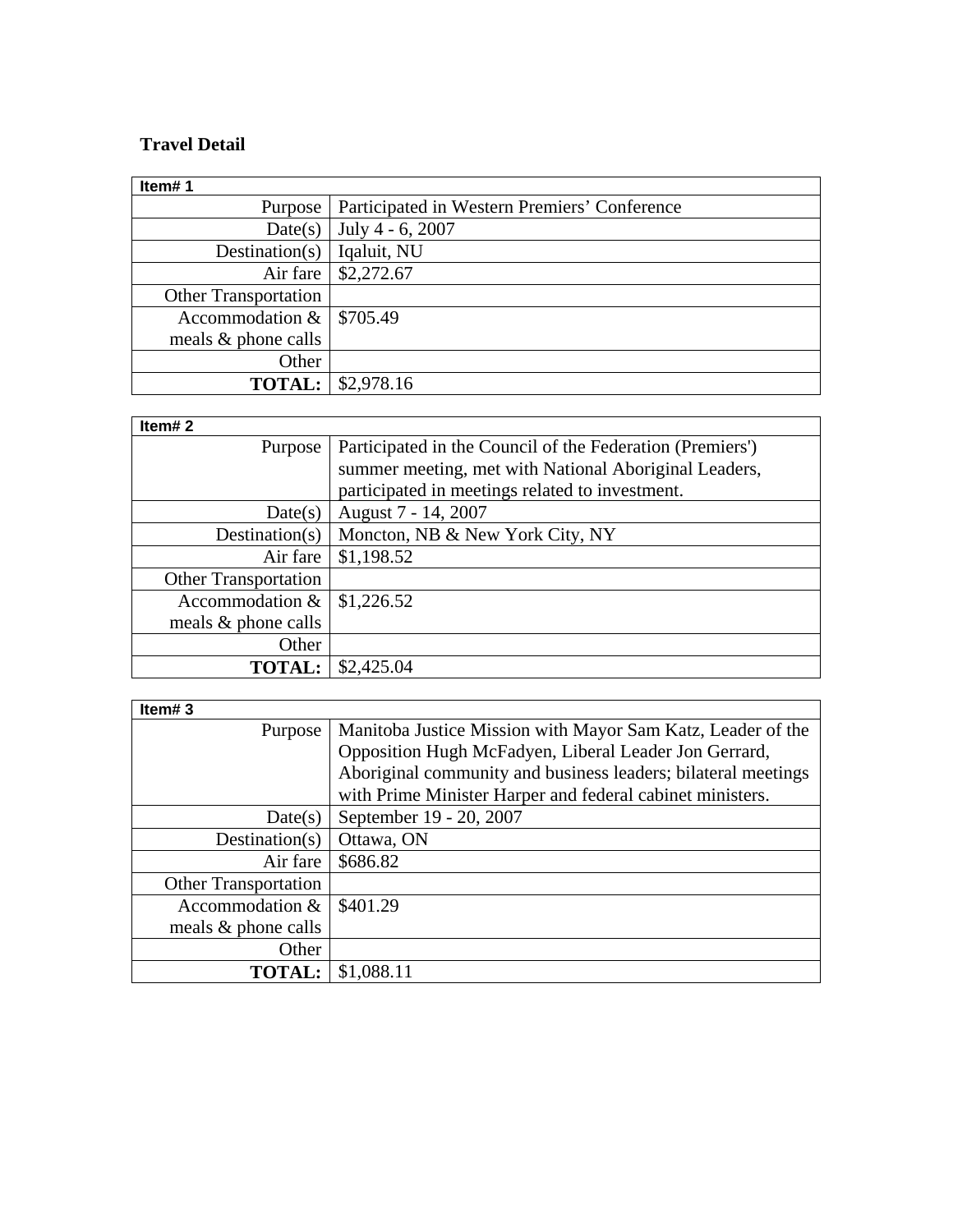**Travel Detail**

| Item# 1 | |
|---|---|
| Purpose | Participated in Western Premiers' Conference |
| Date(s) | July 4 - 6, 2007 |
| Destination(s) | Iqaluit, NU |
| Air fare | $2,272.67 |
| Other Transportation | |
| Accommodation & meals & phone calls | $705.49 |
| Other | |
| **TOTAL:** | $2,978.16 |

| Item# 2 | |
|---|---|
| Purpose | Participated in the Council of the Federation (Premiers') summer meeting, met with National Aboriginal Leaders, participated in meetings related to investment. |
| Date(s) | August 7 - 14, 2007 |
| Destination(s) | Moncton, NB & New York City, NY |
| Air fare | $1,198.52 |
| Other Transportation | |
| Accommodation & meals & phone calls | $1,226.52 |
| Other | |
| **TOTAL:** | $2,425.04 |

| Item# 3 | |
|---|---|
| Purpose | Manitoba Justice Mission with Mayor Sam Katz, Leader of the Opposition Hugh McFadyen, Liberal Leader Jon Gerrard, Aboriginal community and business leaders; bilateral meetings with Prime Minister Harper and federal cabinet ministers. |
| Date(s) | September 19 - 20, 2007 |
| Destination(s) | Ottawa, ON |
| Air fare | $686.82 |
| Other Transportation | |
| Accommodation & meals & phone calls | $401.29 |
| Other | |
| **TOTAL:** | $1,088.11 |